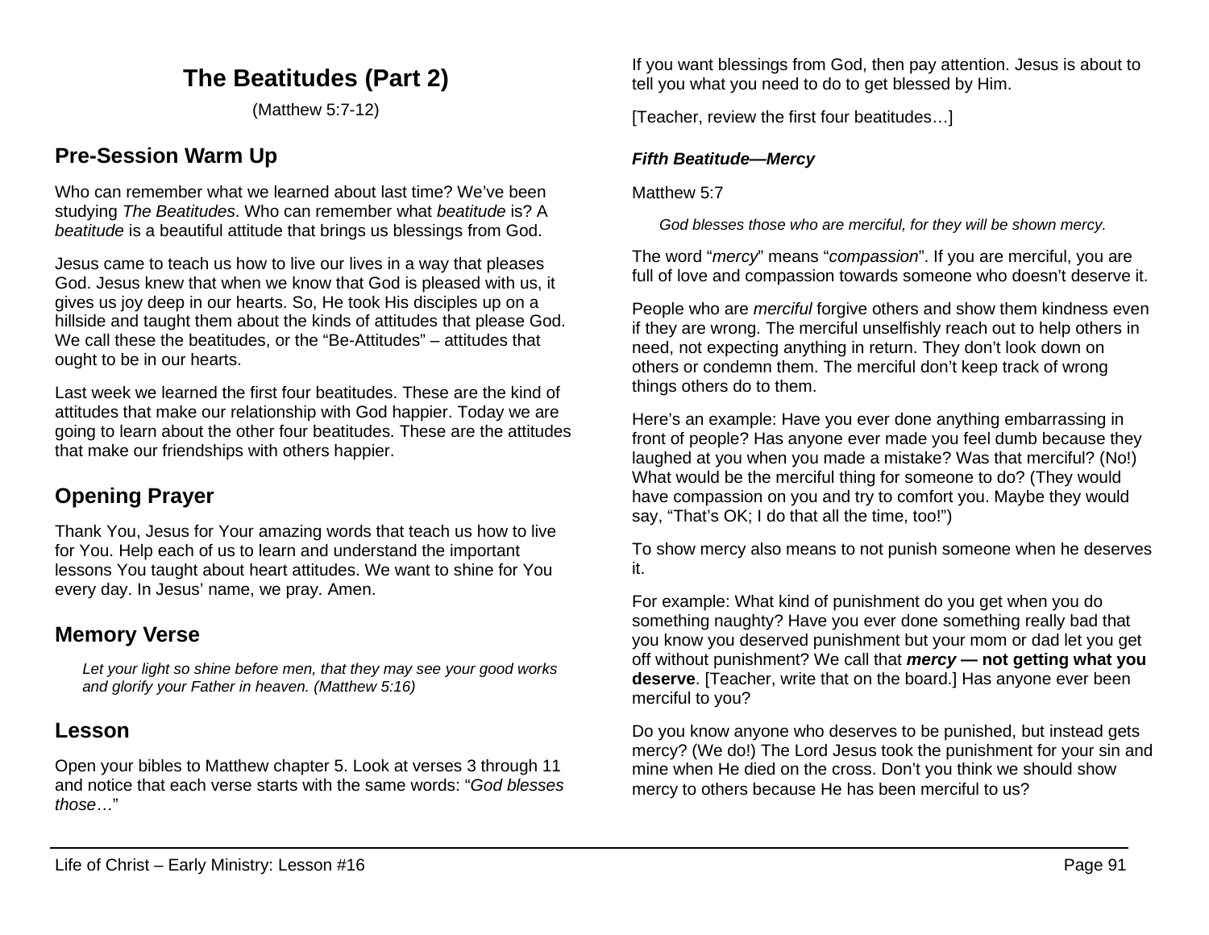# The Beatitudes (Part 2)

(Matthew 5:7-12)

## Pre-Session Warm Up

Who can remember what we learned about last time? We've been studying *The Beatitudes*. Who can remember what *beatitude* is? A *beatitude* is a beautiful attitude that brings us blessings from God.

Jesus came to teach us how to live our lives in a way that pleases God. Jesus knew that when we know that God is pleased with us, it gives us joy deep in our hearts. So, He took His disciples up on a hillside and taught them about the kinds of attitudes that please God. We call these the beatitudes, or the "Be-Attitudes" – attitudes that ought to be in our hearts.

Last week we learned the first four beatitudes. These are the kind of attitudes that make our relationship with God happier. Today we are going to learn about the other four beatitudes. These are the attitudes that make our friendships with others happier.

## Opening Prayer

Thank You, Jesus for Your amazing words that teach us how to live for You. Help each of us to learn and understand the important lessons You taught about heart attitudes. We want to shine for You every day. In Jesus' name, we pray. Amen.

## Memory Verse

> *Let your light so shine before men, that they may see your good works and glorify your Father in heaven. (Matthew 5:16)*

## Lesson

Open your bibles to Matthew chapter 5. Look at verses 3 through 11 and notice that each verse starts with the same words: "*God blesses those*…"

If you want blessings from God, then pay attention. Jesus is about to tell you what you need to do to get blessed by Him.

[Teacher, review the first four beatitudes…]

### *Fifth Beatitude—Mercy*

Matthew 5:7

> *God blesses those who are merciful, for they will be shown mercy.*

The word "*mercy*" means "*compassion*". If you are merciful, you are full of love and compassion towards someone who doesn't deserve it.

People who are *merciful* forgive others and show them kindness even if they are wrong. The merciful unselfishly reach out to help others in need, not expecting anything in return. They don't look down on others or condemn them. The merciful don't keep track of wrong things others do to them.

Here's an example: Have you ever done anything embarrassing in front of people? Has anyone ever made you feel dumb because they laughed at you when you made a mistake? Was that merciful? (No!) What would be the merciful thing for someone to do? (They would have compassion on you and try to comfort you. Maybe they would say, "That's OK; I do that all the time, too!")

To show mercy also means to not punish someone when he deserves it.

For example: What kind of punishment do you get when you do something naughty? Have you ever done something really bad that you know you deserved punishment but your mom or dad let you get off without punishment? We call that ***mercy* — not getting what you deserve**. [Teacher, write that on the board.] Has anyone ever been merciful to you?

Do you know anyone who deserves to be punished, but instead gets mercy? (We do!) The Lord Jesus took the punishment for your sin and mine when He died on the cross. Don't you think we should show mercy to others because He has been merciful to us?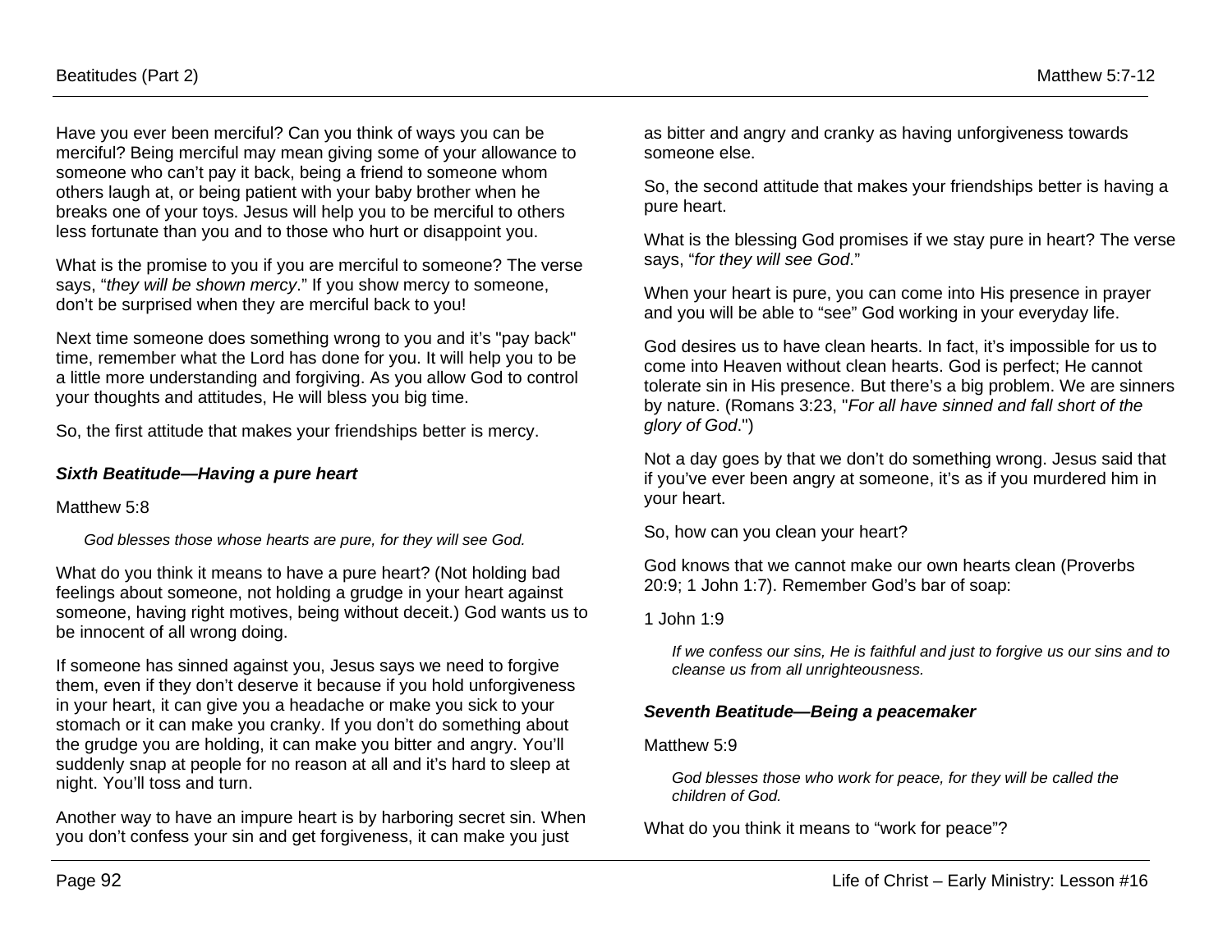Have you ever been merciful? Can you think of ways you can be merciful? Being merciful may mean giving some of your allowance to someone who can't pay it back, being a friend to someone whom others laugh at, or being patient with your baby brother when he breaks one of your toys. Jesus will help you to be merciful to others less fortunate than you and to those who hurt or disappoint you.

What is the promise to you if you are merciful to someone? The verse says, "*they will be shown mercy*." If you show mercy to someone, don't be surprised when they are merciful back to you!

Next time someone does something wrong to you and it's "pay back" time, remember what the Lord has done for you. It will help you to be a little more understanding and forgiving. As you allow God to control your thoughts and attitudes, He will bless you big time.

So, the first attitude that makes your friendships better is mercy.

### *Sixth Beatitude—Having a pure heart*

Matthew 5:8

> *God blesses those whose hearts are pure, for they will see God.*

What do you think it means to have a pure heart? (Not holding bad feelings about someone, not holding a grudge in your heart against someone, having right motives, being without deceit.) God wants us to be innocent of all wrong doing.

If someone has sinned against you, Jesus says we need to forgive them, even if they don't deserve it because if you hold unforgiveness in your heart, it can give you a headache or make you sick to your stomach or it can make you cranky. If you don't do something about the grudge you are holding, it can make you bitter and angry. You'll suddenly snap at people for no reason at all and it's hard to sleep at night. You'll toss and turn.

Another way to have an impure heart is by harboring secret sin. When you don't confess your sin and get forgiveness, it can make you just as bitter and angry and cranky as having unforgiveness towards someone else.

So, the second attitude that makes your friendships better is having a pure heart.

What is the blessing God promises if we stay pure in heart? The verse says, "*for they will see God*."

When your heart is pure, you can come into His presence in prayer and you will be able to "see" God working in your everyday life.

God desires us to have clean hearts. In fact, it's impossible for us to come into Heaven without clean hearts. God is perfect; He cannot tolerate sin in His presence. But there's a big problem. We are sinners by nature. (Romans 3:23, "*For all have sinned and fall short of the glory of God*.")

Not a day goes by that we don't do something wrong. Jesus said that if you've ever been angry at someone, it's as if you murdered him in your heart.

So, how can you clean your heart?

God knows that we cannot make our own hearts clean (Proverbs 20:9; 1 John 1:7). Remember God's bar of soap:

1 John 1:9

> *If we confess our sins, He is faithful and just to forgive us our sins and to cleanse us from all unrighteousness.*

### *Seventh Beatitude—Being a peacemaker*

Matthew 5:9

> *God blesses those who work for peace, for they will be called the children of God.*

What do you think it means to "work for peace"?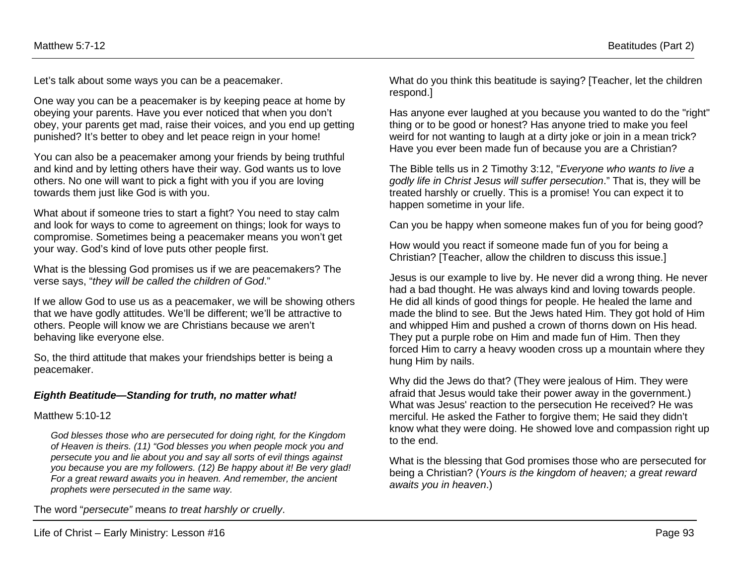Let's talk about some ways you can be a peacemaker.

One way you can be a peacemaker is by keeping peace at home by obeying your parents. Have you ever noticed that when you don't obey, your parents get mad, raise their voices, and you end up getting punished? It's better to obey and let peace reign in your home!

You can also be a peacemaker among your friends by being truthful and kind and by letting others have their way. God wants us to love others. No one will want to pick a fight with you if you are loving towards them just like God is with you.

What about if someone tries to start a fight? You need to stay calm and look for ways to come to agreement on things; look for ways to compromise. Sometimes being a peacemaker means you won't get your way. God's kind of love puts other people first.

What is the blessing God promises us if we are peacemakers? The verse says, "*they will be called the children of God*."

If we allow God to use us as a peacemaker, we will be showing others that we have godly attitudes. We'll be different; we'll be attractive to others. People will know we are Christians because we aren't behaving like everyone else.

So, the third attitude that makes your friendships better is being a peacemaker.

### ***Eighth Beatitude—Standing for truth, no matter what!***

Matthew 5:10-12

> *God blesses those who are persecuted for doing right, for the Kingdom of Heaven is theirs. (11) "God blesses you when people mock you and persecute you and lie about you and say all sorts of evil things against you because you are my followers. (12) Be happy about it! Be very glad! For a great reward awaits you in heaven. And remember, the ancient prophets were persecuted in the same way.*

The word "*persecute"* means *to treat harshly or cruelly*.

What do you think this beatitude is saying? [Teacher, let the children respond.]

Has anyone ever laughed at you because you wanted to do the "right" thing or to be good or honest? Has anyone tried to make you feel weird for not wanting to laugh at a dirty joke or join in a mean trick? Have you ever been made fun of because you are a Christian?

The Bible tells us in 2 Timothy 3:12, "*Everyone who wants to live a godly life in Christ Jesus will suffer persecution*." That is, they will be treated harshly or cruelly. This is a promise! You can expect it to happen sometime in your life.

Can you be happy when someone makes fun of you for being good?

How would you react if someone made fun of you for being a Christian? [Teacher, allow the children to discuss this issue.]

Jesus is our example to live by. He never did a wrong thing. He never had a bad thought. He was always kind and loving towards people. He did all kinds of good things for people. He healed the lame and made the blind to see. But the Jews hated Him. They got hold of Him and whipped Him and pushed a crown of thorns down on His head. They put a purple robe on Him and made fun of Him. Then they forced Him to carry a heavy wooden cross up a mountain where they hung Him by nails.

Why did the Jews do that? (They were jealous of Him. They were afraid that Jesus would take their power away in the government.) What was Jesus' reaction to the persecution He received? He was merciful. He asked the Father to forgive them; He said they didn't know what they were doing. He showed love and compassion right up to the end.

What is the blessing that God promises those who are persecuted for being a Christian? (*Yours is the kingdom of heaven; a great reward awaits you in heaven*.)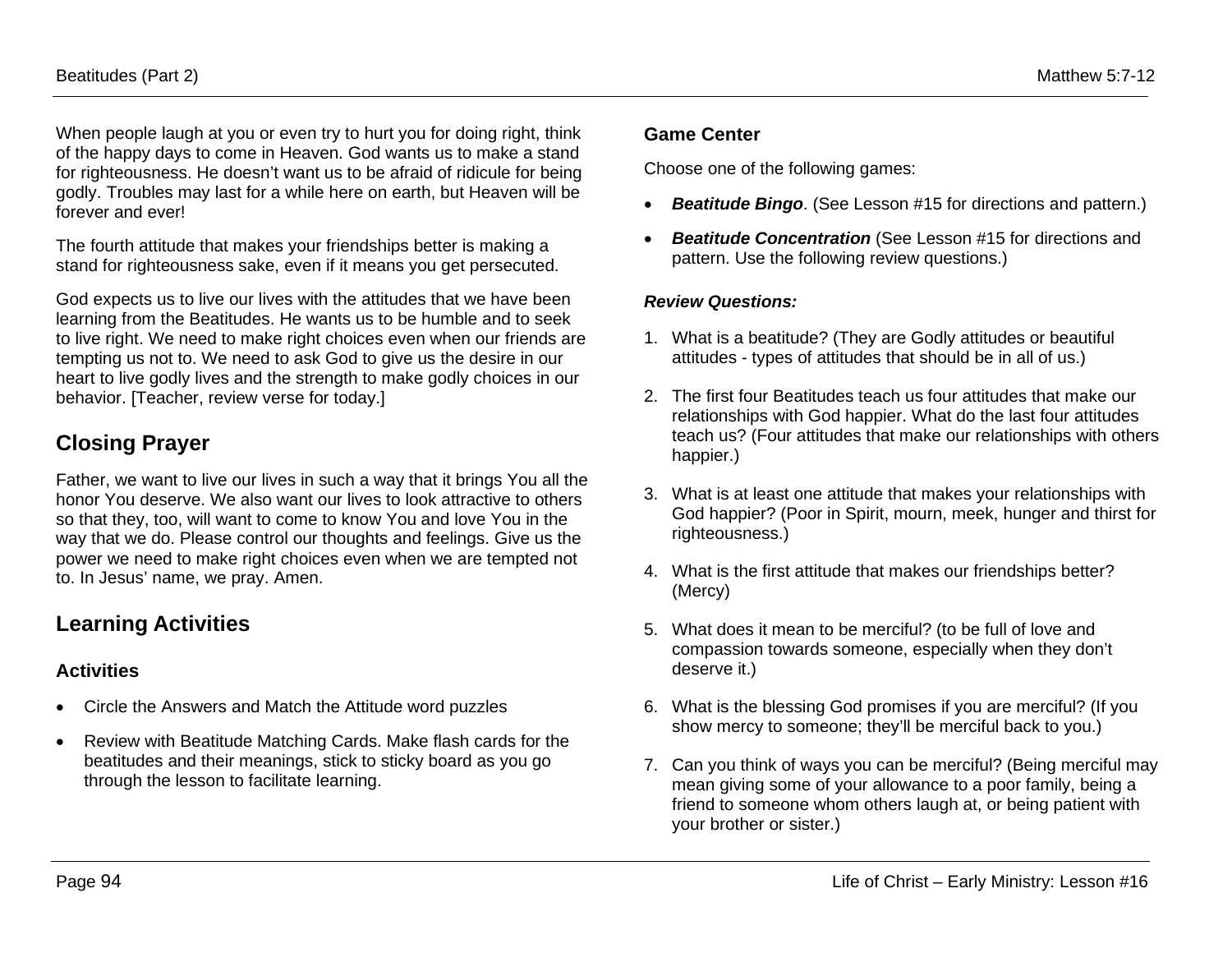When people laugh at you or even try to hurt you for doing right, think of the happy days to come in Heaven. God wants us to make a stand for righteousness. He doesn't want us to be afraid of ridicule for being godly. Troubles may last for a while here on earth, but Heaven will be forever and ever!

The fourth attitude that makes your friendships better is making a stand for righteousness sake, even if it means you get persecuted.

God expects us to live our lives with the attitudes that we have been learning from the Beatitudes. He wants us to be humble and to seek to live right. We need to make right choices even when our friends are tempting us not to. We need to ask God to give us the desire in our heart to live godly lives and the strength to make godly choices in our behavior. [Teacher, review verse for today.]

## Closing Prayer

Father, we want to live our lives in such a way that it brings You all the honor You deserve. We also want our lives to look attractive to others so that they, too, will want to come to know You and love You in the way that we do. Please control our thoughts and feelings. Give us the power we need to make right choices even when we are tempted not to. In Jesus' name, we pray. Amen.

## Learning Activities

### Activities

- Circle the Answers and Match the Attitude word puzzles
- Review with Beatitude Matching Cards. Make flash cards for the beatitudes and their meanings, stick to sticky board as you go through the lesson to facilitate learning.

### Game Center

Choose one of the following games:

- ***Beatitude Bingo***. (See Lesson #15 for directions and pattern.)
- ***Beatitude Concentration*** (See Lesson #15 for directions and pattern. Use the following review questions.)

***Review Questions:***

1. What is a beatitude? (They are Godly attitudes or beautiful attitudes - types of attitudes that should be in all of us.)
2. The first four Beatitudes teach us four attitudes that make our relationships with God happier. What do the last four attitudes teach us? (Four attitudes that make our relationships with others happier.)
3. What is at least one attitude that makes your relationships with God happier? (Poor in Spirit, mourn, meek, hunger and thirst for righteousness.)
4. What is the first attitude that makes our friendships better? (Mercy)
5. What does it mean to be merciful? (to be full of love and compassion towards someone, especially when they don't deserve it.)
6. What is the blessing God promises if you are merciful? (If you show mercy to someone; they'll be merciful back to you.)
7. Can you think of ways you can be merciful? (Being merciful may mean giving some of your allowance to a poor family, being a friend to someone whom others laugh at, or being patient with your brother or sister.)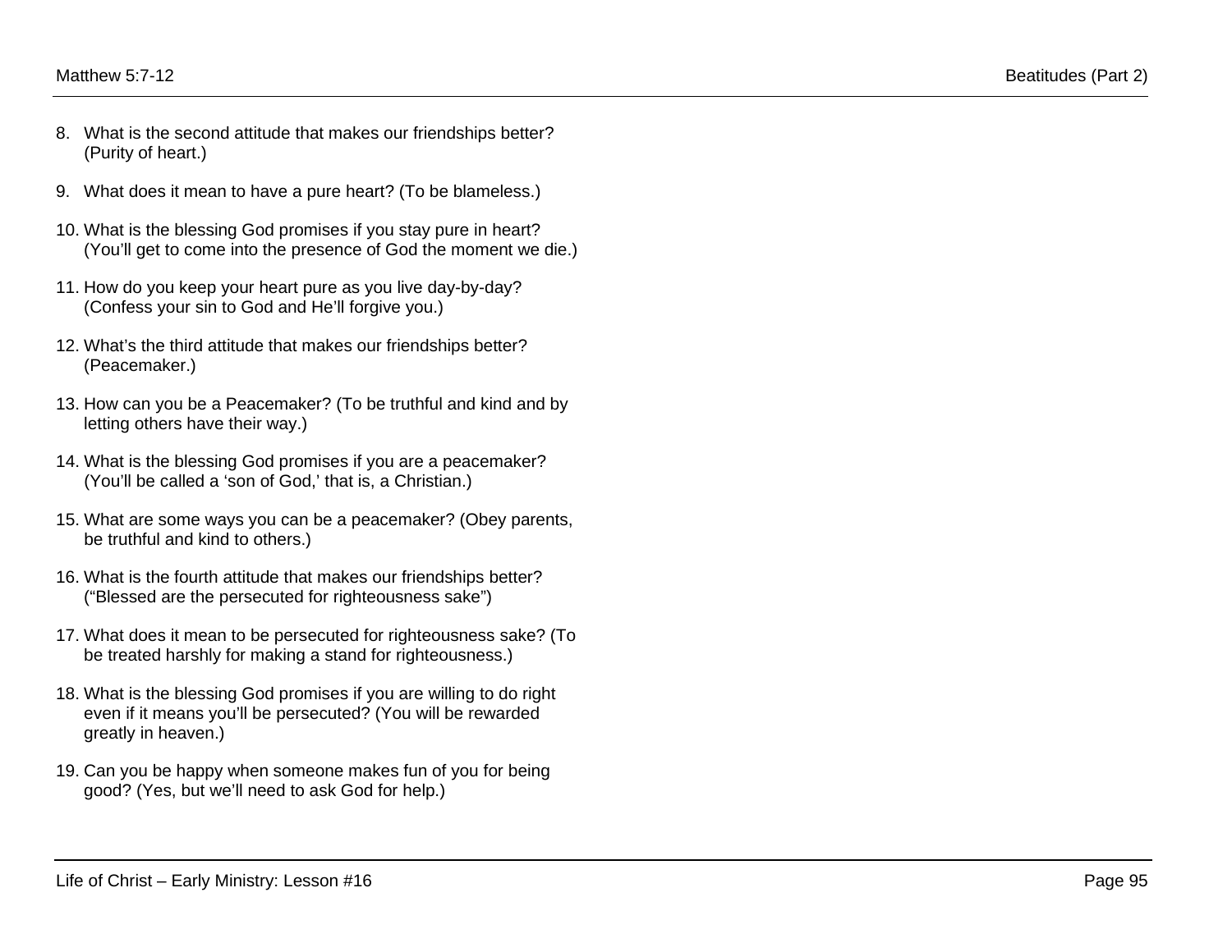8. What is the second attitude that makes our friendships better? (Purity of heart.)

9. What does it mean to have a pure heart? (To be blameless.)

10. What is the blessing God promises if you stay pure in heart? (You'll get to come into the presence of God the moment we die.)

11. How do you keep your heart pure as you live day-by-day? (Confess your sin to God and He'll forgive you.)

12. What's the third attitude that makes our friendships better? (Peacemaker.)

13. How can you be a Peacemaker? (To be truthful and kind and by letting others have their way.)

14. What is the blessing God promises if you are a peacemaker? (You'll be called a 'son of God,' that is, a Christian.)

15. What are some ways you can be a peacemaker? (Obey parents, be truthful and kind to others.)

16. What is the fourth attitude that makes our friendships better? ("Blessed are the persecuted for righteousness sake")

17. What does it mean to be persecuted for righteousness sake? (To be treated harshly for making a stand for righteousness.)

18. What is the blessing God promises if you are willing to do right even if it means you'll be persecuted? (You will be rewarded greatly in heaven.)

19. Can you be happy when someone makes fun of you for being good? (Yes, but we'll need to ask God for help.)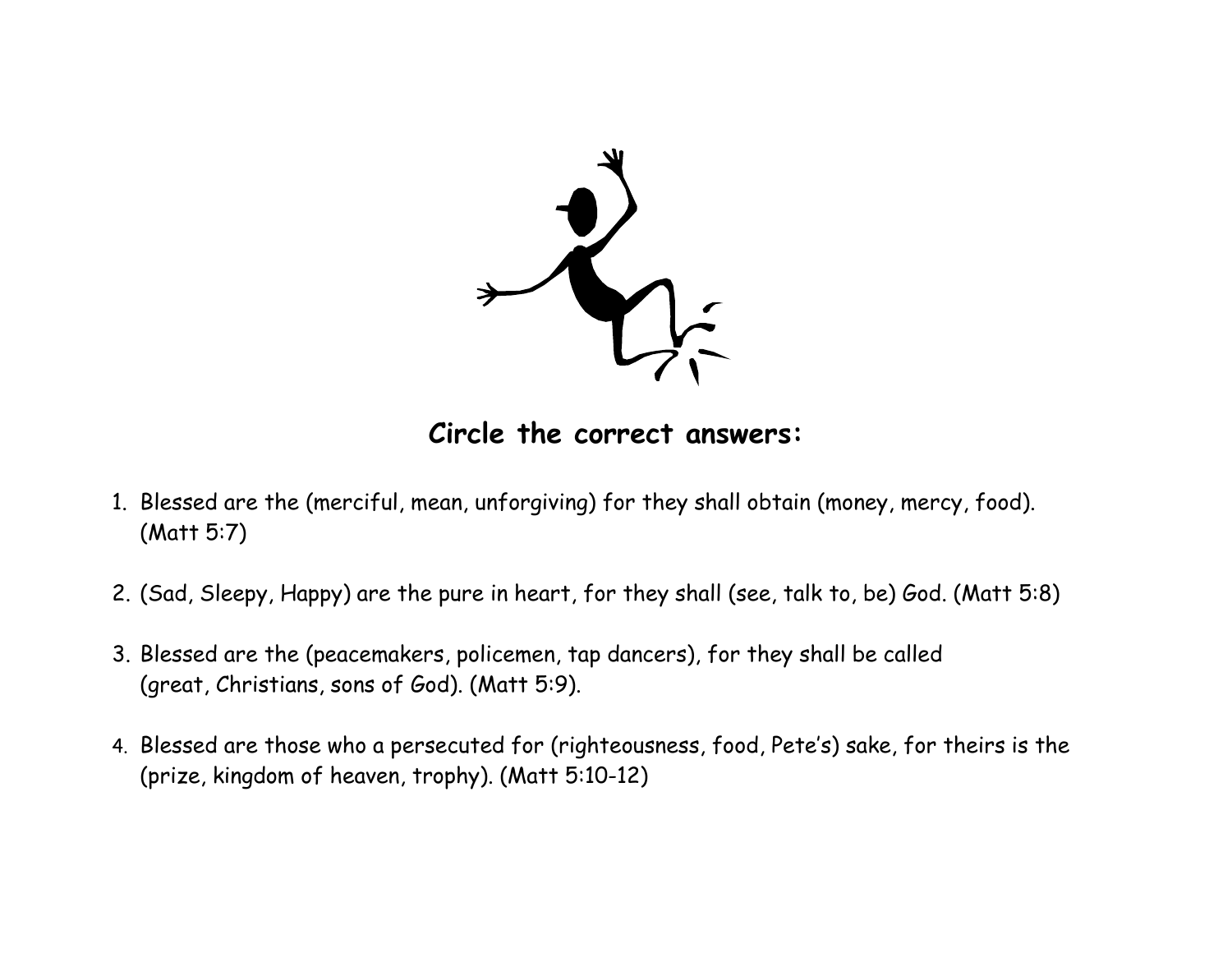## Circle the correct answers:

1. Blessed are the (merciful, mean, unforgiving) for they shall obtain (money, mercy, food). (Matt 5:7)

2. (Sad, Sleepy, Happy) are the pure in heart, for they shall (see, talk to, be) God. (Matt 5:8)

3. Blessed are the (peacemakers, policemen, tap dancers), for they shall be called (great, Christians, sons of God). (Matt 5:9).

4. Blessed are those who a persecuted for (righteousness, food, Pete's) sake, for theirs is the (prize, kingdom of heaven, trophy). (Matt 5:10-12)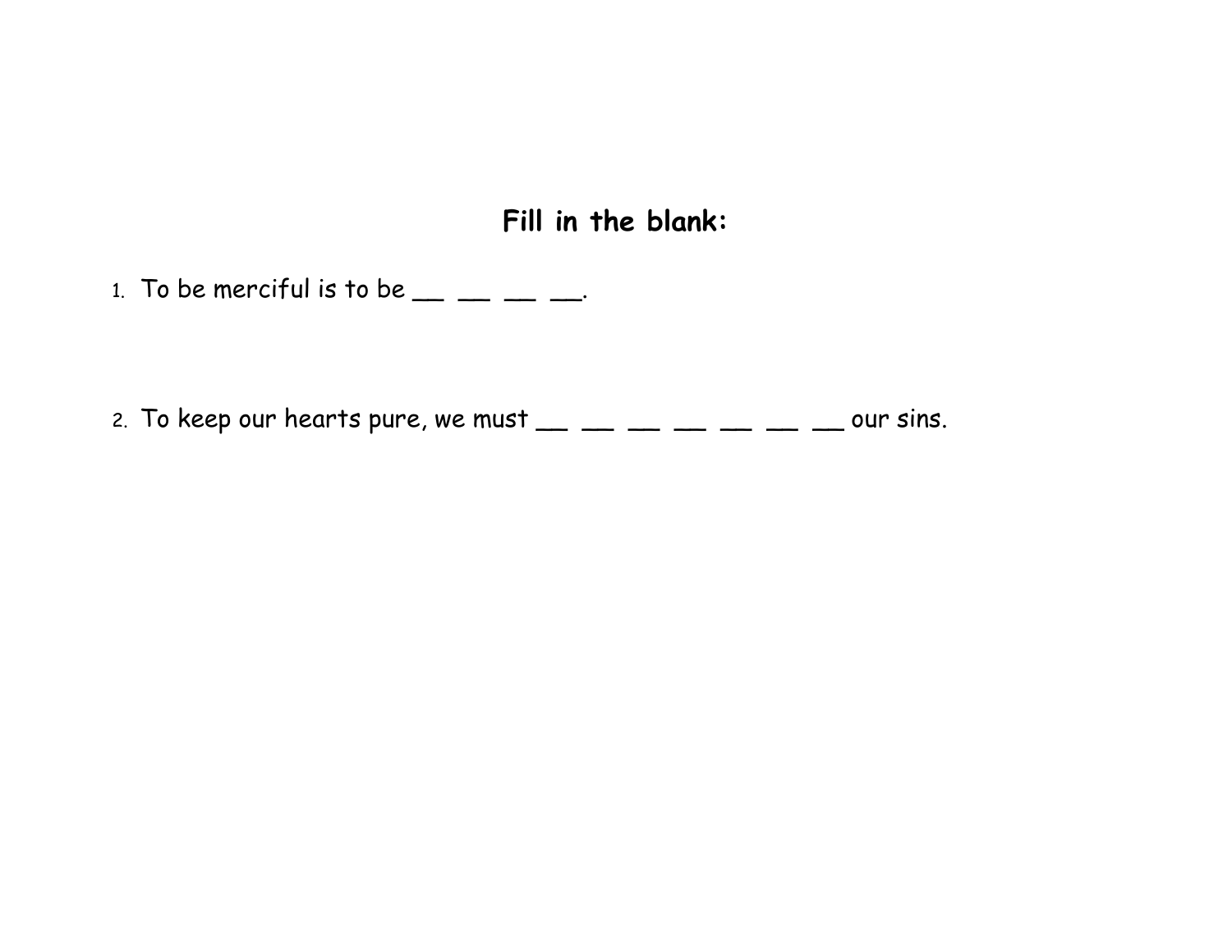## Fill in the blank:

1. To be merciful is to be __ __ __ __.

2. To keep our hearts pure, we must __ __ __ __ __ __ __ our sins.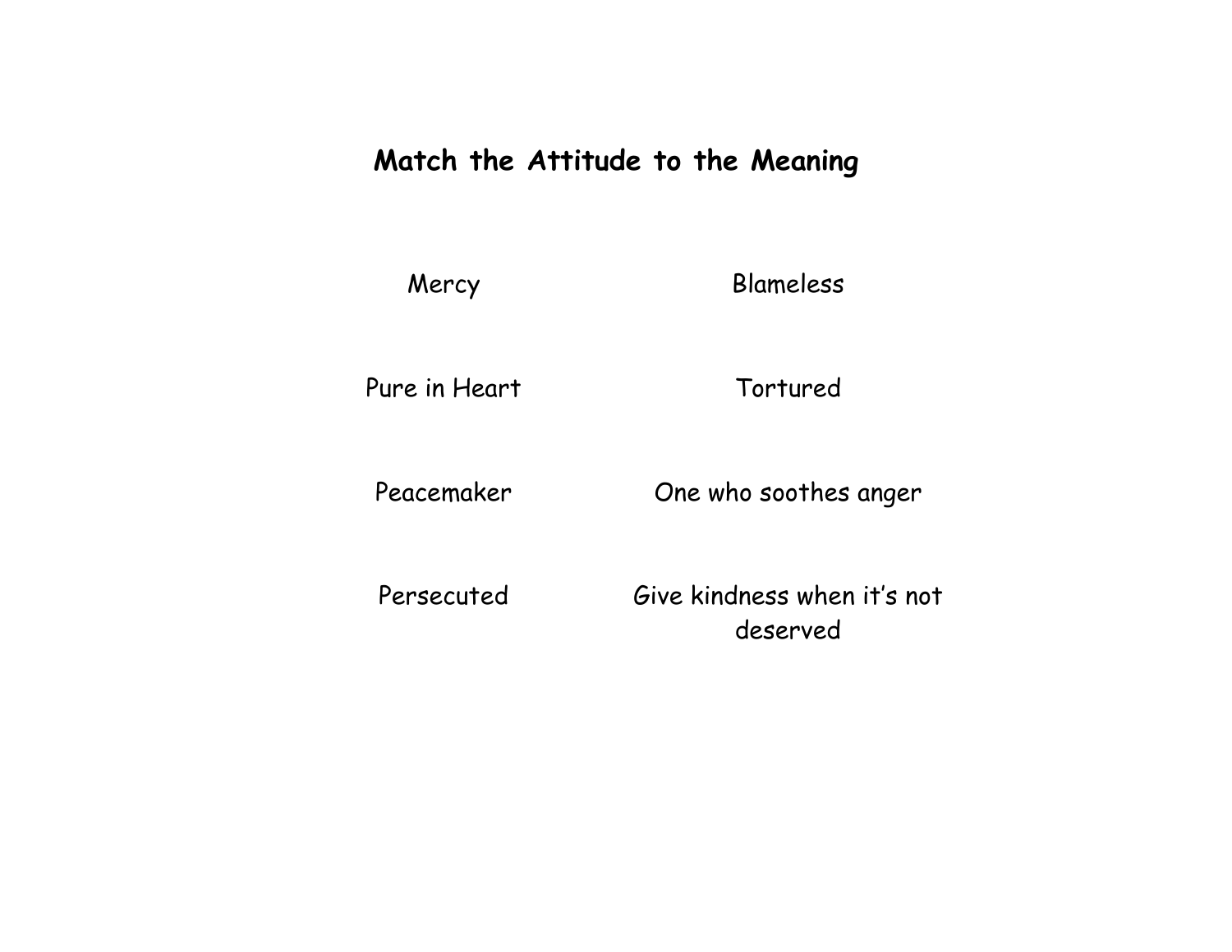## Match the Attitude to the Meaning

| | |
|---|---|
| Mercy | Blameless |
| Pure in Heart | Tortured |
| Peacemaker | One who soothes anger |
| Persecuted | Give kindness when it's not deserved |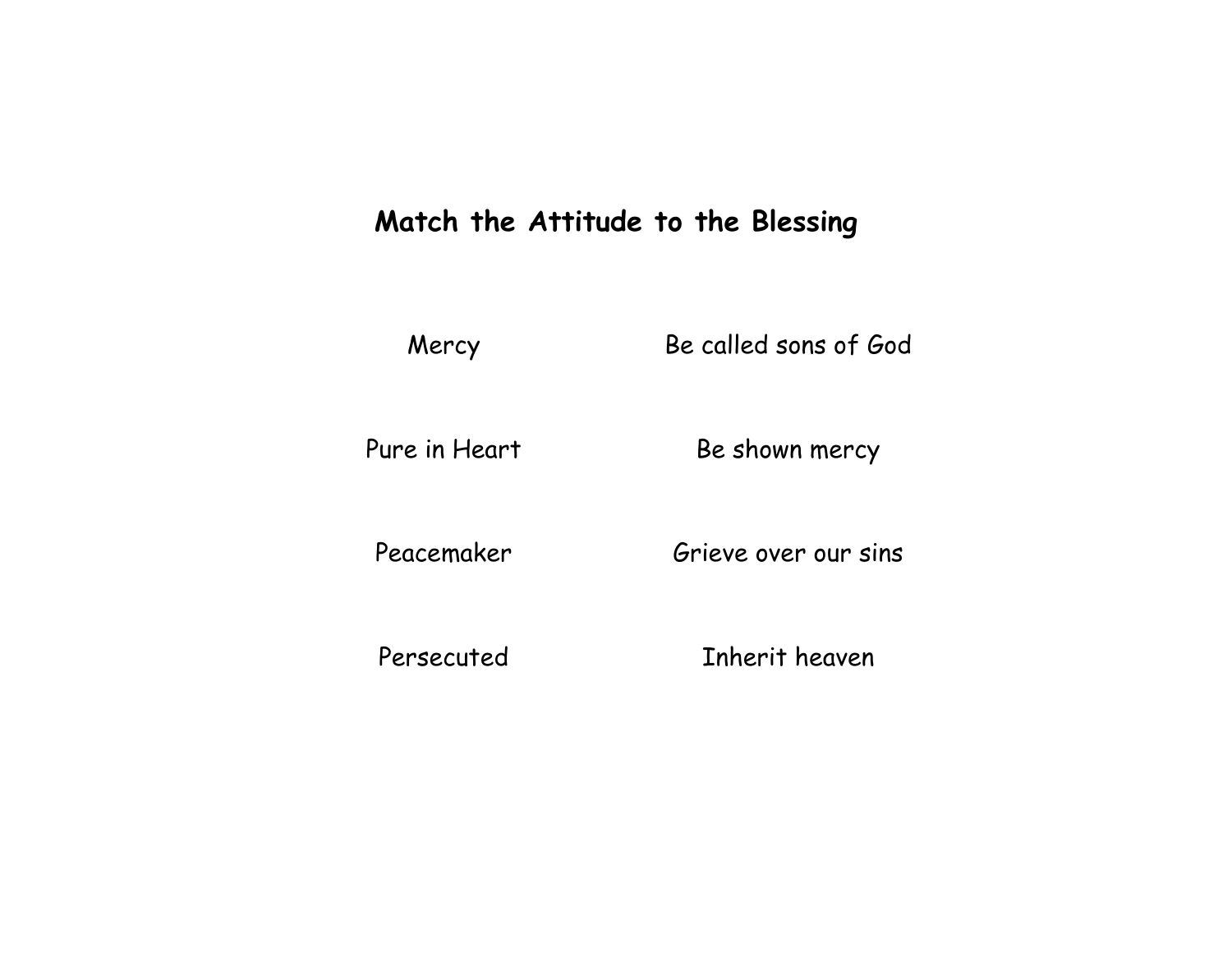## Match the Attitude to the Blessing

| | |
|---|---|
| Mercy | Be called sons of God |
| Pure in Heart | Be shown mercy |
| Peacemaker | Grieve over our sins |
| Persecuted | Inherit heaven |